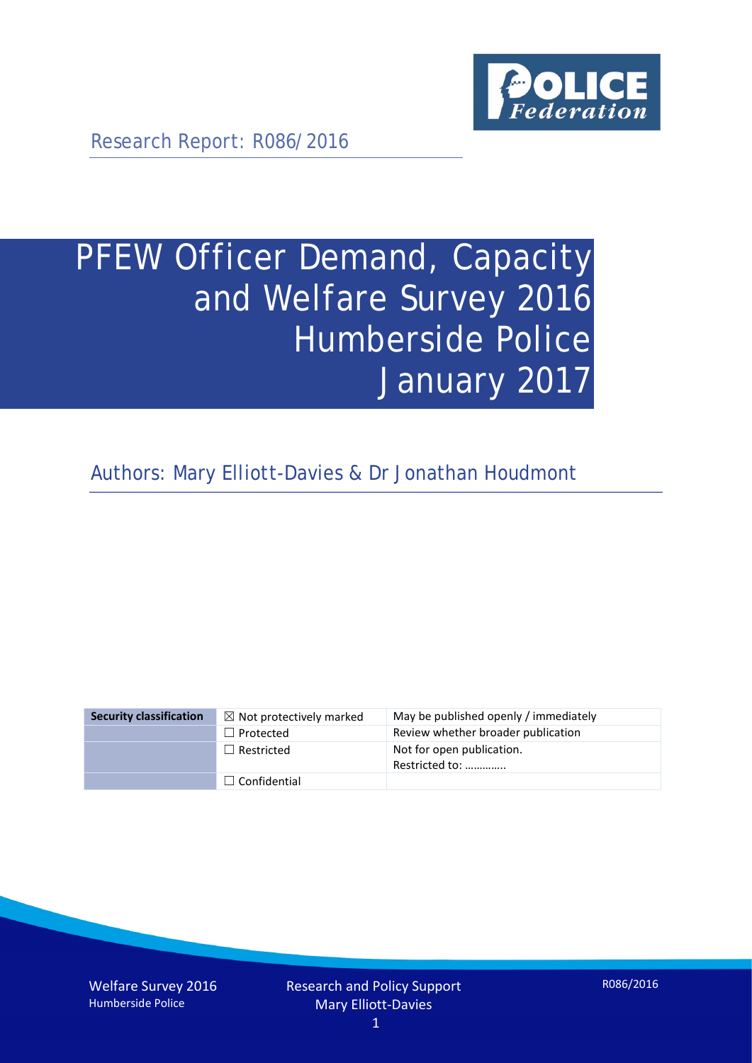Research Report: R086/2016

# PFEW Officer Demand, Capacity and Welfare Survey 2016 Humberside Police January 2017

Authors: Mary Elliott-Davies & Dr Jonathan Houdmont

| Security classification | ☒ Not protectively marked | May be published openly / immediately |
|---|---|---|
| | ☐ Protected | Review whether broader publication |
| | ☐ Restricted | Not for open publication. Restricted to: ………….. |
| | ☐ Confidential | |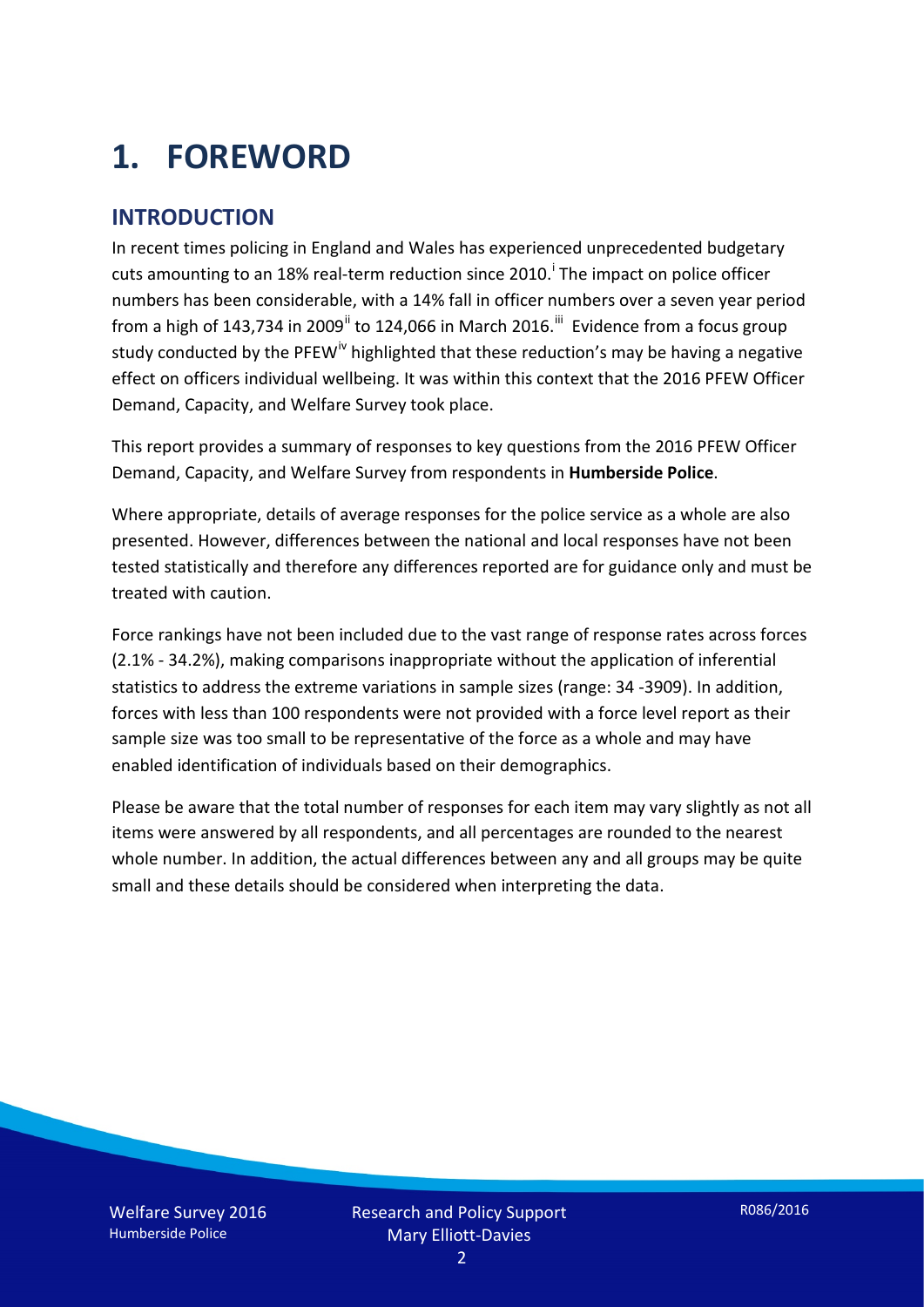# 1. FOREWORD

## INTRODUCTION

In recent times policing in England and Wales has experienced unprecedented budgetary cuts amounting to an 18% real-term reduction since 2010.[i] The impact on police officer numbers has been considerable, with a 14% fall in officer numbers over a seven year period from a high of 143,734 in 2009[ii] to 124,066 in March 2016.[iii] Evidence from a focus group study conducted by the PFEW[iv] highlighted that these reduction's may be having a negative effect on officers individual wellbeing. It was within this context that the 2016 PFEW Officer Demand, Capacity, and Welfare Survey took place.

This report provides a summary of responses to key questions from the 2016 PFEW Officer Demand, Capacity, and Welfare Survey from respondents in **Humberside Police**.

Where appropriate, details of average responses for the police service as a whole are also presented. However, differences between the national and local responses have not been tested statistically and therefore any differences reported are for guidance only and must be treated with caution.

Force rankings have not been included due to the vast range of response rates across forces (2.1% - 34.2%), making comparisons inappropriate without the application of inferential statistics to address the extreme variations in sample sizes (range: 34 -3909). In addition, forces with less than 100 respondents were not provided with a force level report as their sample size was too small to be representative of the force as a whole and may have enabled identification of individuals based on their demographics.

Please be aware that the total number of responses for each item may vary slightly as not all items were answered by all respondents, and all percentages are rounded to the nearest whole number. In addition, the actual differences between any and all groups may be quite small and these details should be considered when interpreting the data.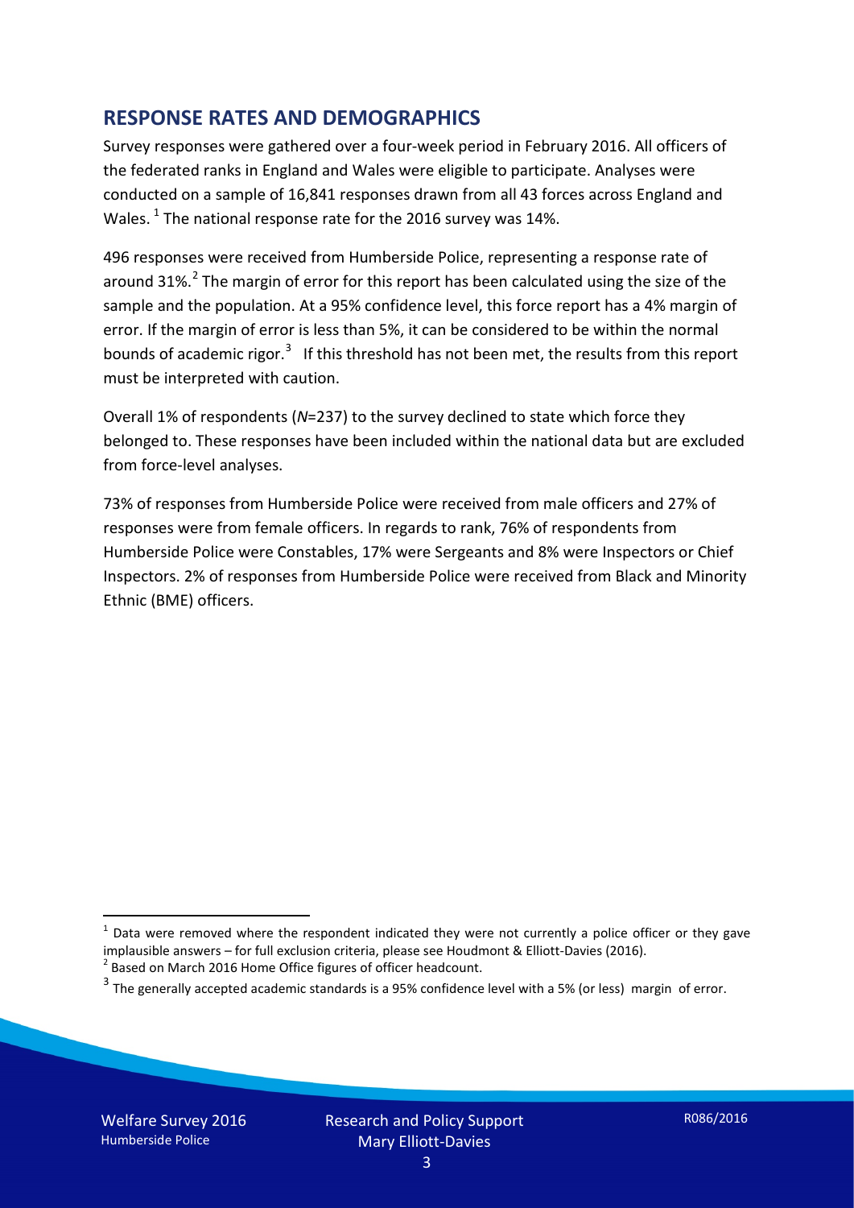## RESPONSE RATES AND DEMOGRAPHICS

Survey responses were gathered over a four-week period in February 2016. All officers of the federated ranks in England and Wales were eligible to participate. Analyses were conducted on a sample of 16,841 responses drawn from all 43 forces across England and Wales. [1] The national response rate for the 2016 survey was 14%.

496 responses were received from Humberside Police, representing a response rate of around 31%.[2] The margin of error for this report has been calculated using the size of the sample and the population. At a 95% confidence level, this force report has a 4% margin of error. If the margin of error is less than 5%, it can be considered to be within the normal bounds of academic rigor.[3] If this threshold has not been met, the results from this report must be interpreted with caution.

Overall 1% of respondents (*N*=237) to the survey declined to state which force they belonged to. These responses have been included within the national data but are excluded from force-level analyses.

73% of responses from Humberside Police were received from male officers and 27% of responses were from female officers. In regards to rank, 76% of respondents from Humberside Police were Constables, 17% were Sergeants and 8% were Inspectors or Chief Inspectors. 2% of responses from Humberside Police were received from Black and Minority Ethnic (BME) officers.

---

[1] Data were removed where the respondent indicated they were not currently a police officer or they gave implausible answers – for full exclusion criteria, please see Houdmont & Elliott-Davies (2016).

[2] Based on March 2016 Home Office figures of officer headcount.

[3] The generally accepted academic standards is a 95% confidence level with a 5% (or less) margin of error.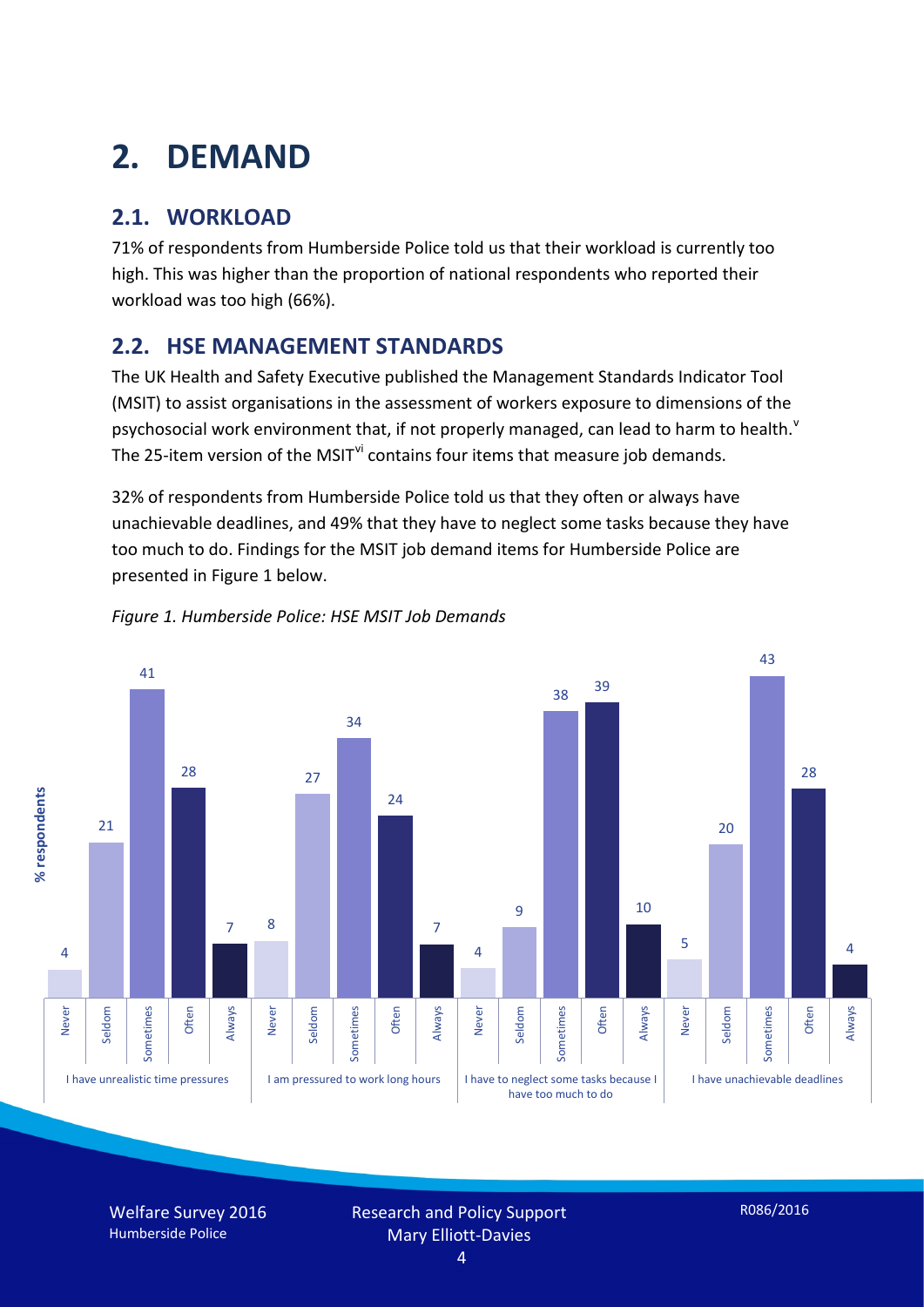# 2. DEMAND

## 2.1. WORKLOAD

71% of respondents from Humberside Police told us that their workload is currently too high. This was higher than the proportion of national respondents who reported their workload was too high (66%).

## 2.2. HSE MANAGEMENT STANDARDS

The UK Health and Safety Executive published the Management Standards Indicator Tool (MSIT) to assist organisations in the assessment of workers exposure to dimensions of the psychosocial work environment that, if not properly managed, can lead to harm to health.[v] The 25-item version of the MSIT[vi] contains four items that measure job demands.

32% of respondents from Humberside Police told us that they often or always have unachievable deadlines, and 49% that they have to neglect some tasks because they have too much to do. Findings for the MSIT job demand items for Humberside Police are presented in Figure 1 below.

*Figure 1. Humberside Police: HSE MSIT Job Demands*

| % respondents | Never | Seldom | Sometimes | Often | Always |
|---|---|---|---|---|---|
| I have unrealistic time pressures | 4 | 21 | 41 | 28 | 7 |
| I am pressured to work long hours | 8 | 27 | 34 | 24 | 7 |
| I have to neglect some tasks because I have too much to do | 4 | 9 | 38 | 39 | 10 |
| I have unachievable deadlines | 5 | 20 | 43 | 28 | 4 |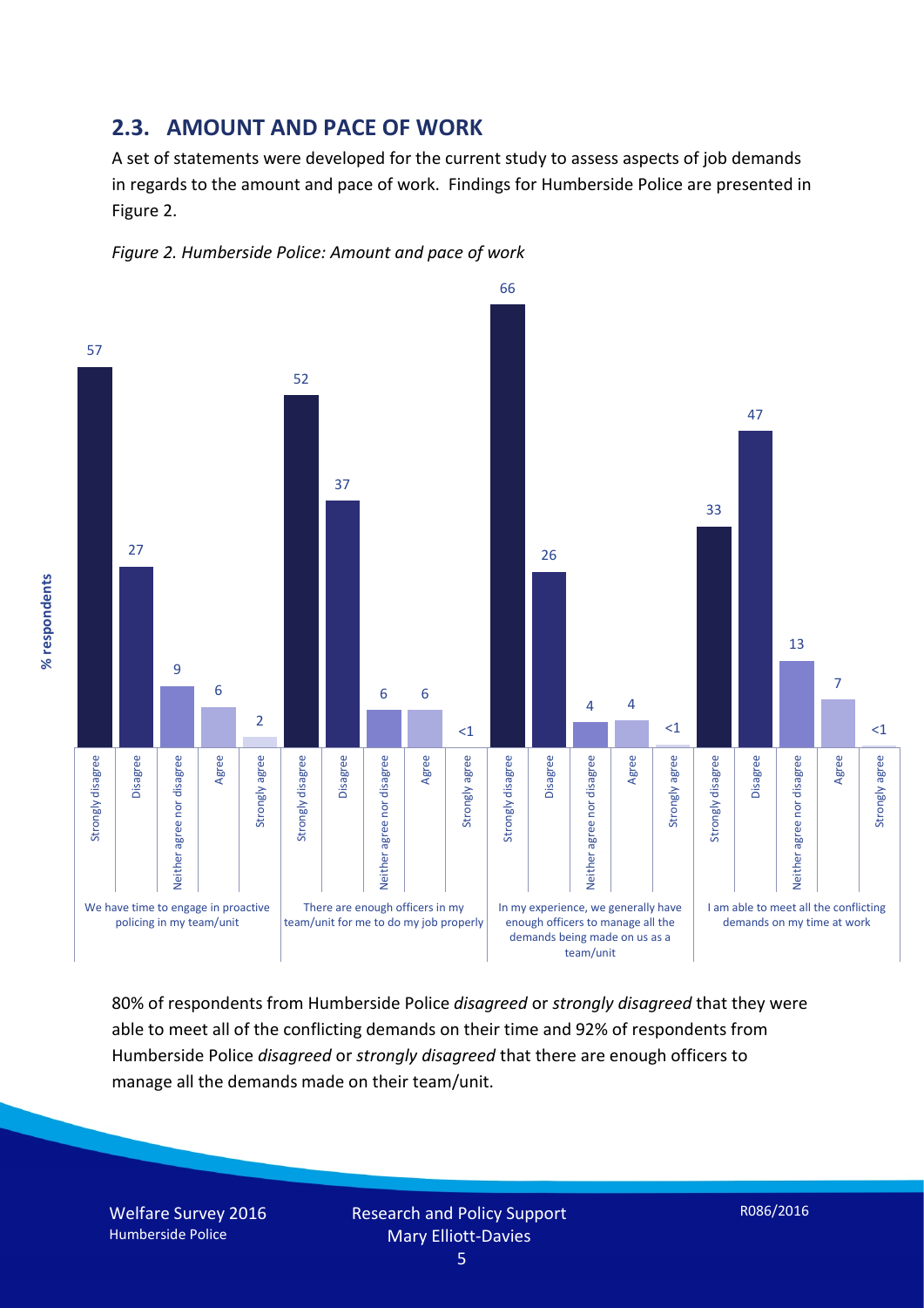## 2.3. AMOUNT AND PACE OF WORK

A set of statements were developed for the current study to assess aspects of job demands in regards to the amount and pace of work. Findings for Humberside Police are presented in Figure 2.

*Figure 2. Humberside Police: Amount and pace of work*

| % respondents | Strongly disagree | Disagree | Neither agree nor disagree | Agree | Strongly agree |
|---|---|---|---|---|---|
| We have time to engage in proactive policing in my team/unit | 57 | 27 | 9 | 6 | 2 |
| There are enough officers in my team/unit for me to do my job properly | 52 | 37 | 6 | 6 | <1 |
| In my experience, we generally have enough officers to manage all the demands being made on us as a team/unit | 66 | 26 | 4 | 4 | <1 |
| I am able to meet all the conflicting demands on my time at work | 33 | 47 | 13 | 7 | <1 |

80% of respondents from Humberside Police *disagreed* or *strongly disagreed* that they were able to meet all of the conflicting demands on their time and 92% of respondents from Humberside Police *disagreed* or *strongly disagreed* that there are enough officers to manage all the demands made on their team/unit.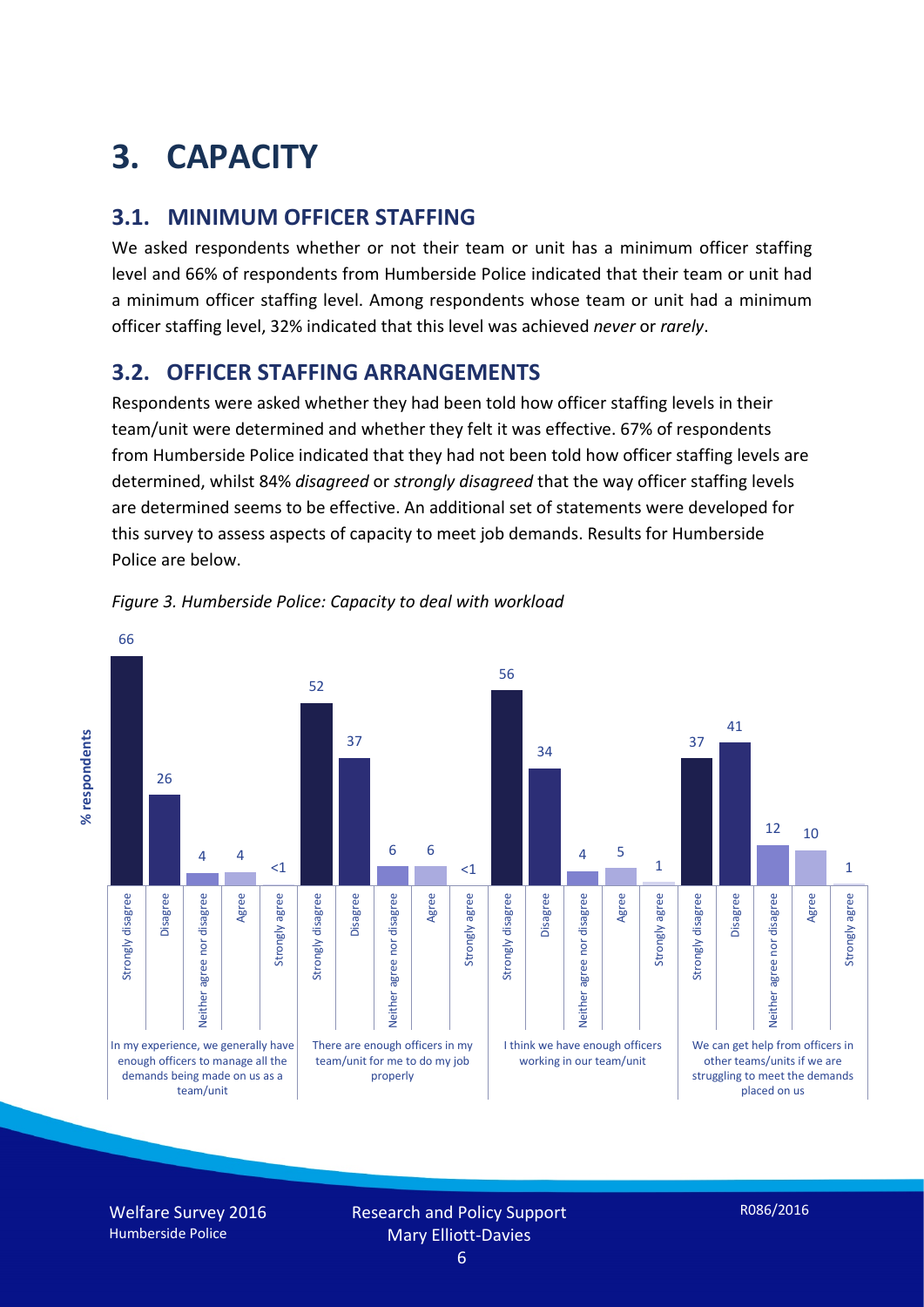# 3. CAPACITY

## 3.1. MINIMUM OFFICER STAFFING

We asked respondents whether or not their team or unit has a minimum officer staffing level and 66% of respondents from Humberside Police indicated that their team or unit had a minimum officer staffing level. Among respondents whose team or unit had a minimum officer staffing level, 32% indicated that this level was achieved *never* or *rarely*.

## 3.2. OFFICER STAFFING ARRANGEMENTS

Respondents were asked whether they had been told how officer staffing levels in their team/unit were determined and whether they felt it was effective. 67% of respondents from Humberside Police indicated that they had not been told how officer staffing levels are determined, whilst 84% *disagreed* or *strongly disagreed* that the way officer staffing levels are determined seems to be effective. An additional set of statements were developed for this survey to assess aspects of capacity to meet job demands. Results for Humberside Police are below.

*Figure 3. Humberside Police: Capacity to deal with workload*

| % respondents | Strongly disagree | Disagree | Neither agree nor disagree | Agree | Strongly agree |
|---|---|---|---|---|---|
| In my experience, we generally have enough officers to manage all the demands being made on us as a team/unit | 66 | 26 | 4 | 4 | <1 |
| There are enough officers in my team/unit for me to do my job properly | 52 | 37 | 6 | 6 | <1 |
| I think we have enough officers working in our team/unit | 56 | 34 | 4 | 5 | 1 |
| We can get help from officers in other teams/units if we are struggling to meet the demands placed on us | 37 | 41 | 12 | 10 | 1 |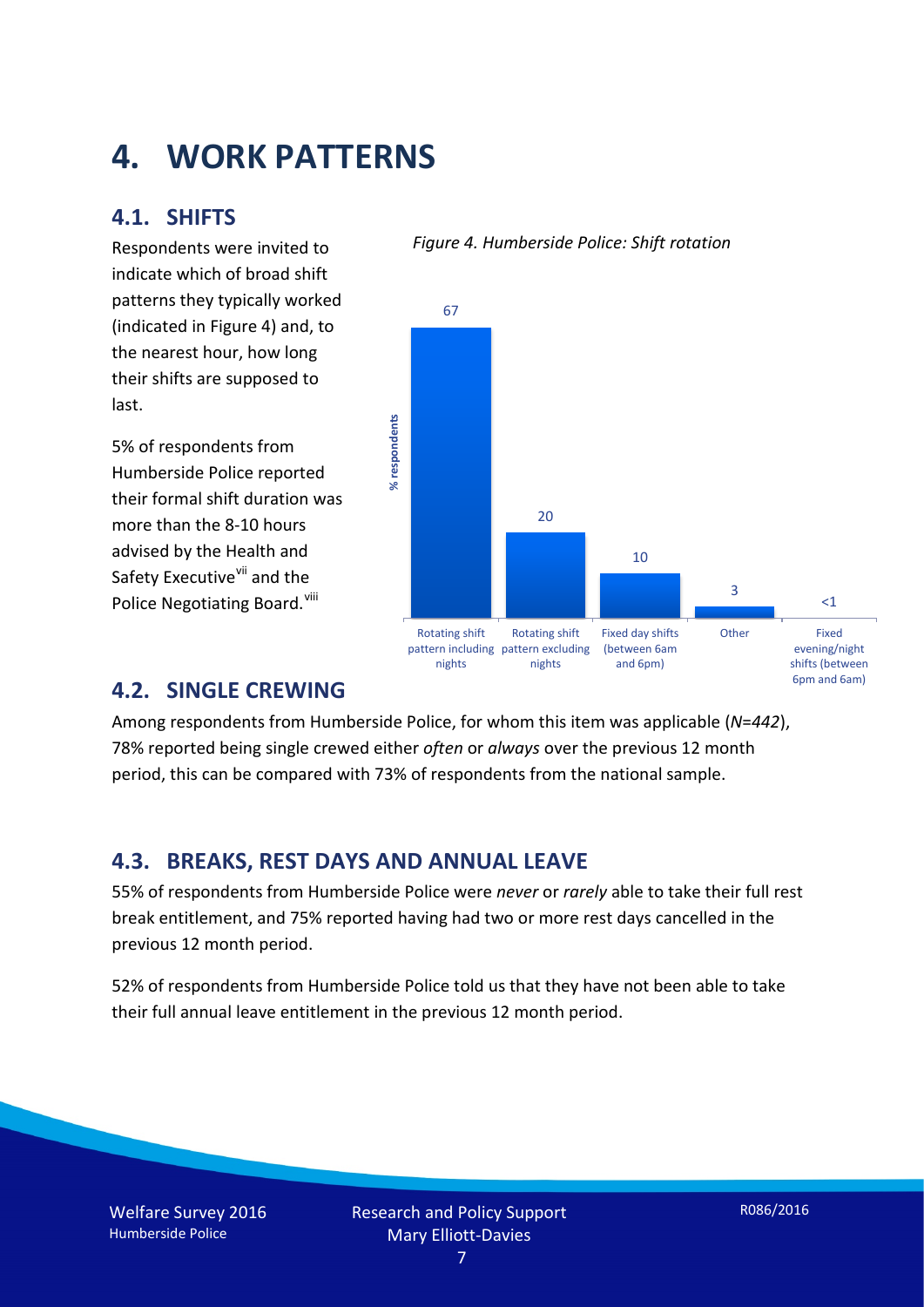# 4. WORK PATTERNS

## 4.1. SHIFTS

Respondents were invited to indicate which of broad shift patterns they typically worked (indicated in Figure 4) and, to the nearest hour, how long their shifts are supposed to last.

5% of respondents from Humberside Police reported their formal shift duration was more than the 8-10 hours advised by the Health and Safety Executive[vii] and the Police Negotiating Board.[viii]

*Figure 4. Humberside Police: Shift rotation*

| Shift pattern | % respondents |
|---|---|
| Rotating shift pattern including nights | 67 |
| Rotating shift pattern excluding nights | 20 |
| Fixed day shifts (between 6am and 6pm) | 10 |
| Other | 3 |
| Fixed evening/night shifts (between 6pm and 6am) | <1 |

## 4.2. SINGLE CREWING

Among respondents from Humberside Police, for whom this item was applicable (*N=442*), 78% reported being single crewed either *often* or *always* over the previous 12 month period, this can be compared with 73% of respondents from the national sample.

## 4.3. BREAKS, REST DAYS AND ANNUAL LEAVE

55% of respondents from Humberside Police were *never* or *rarely* able to take their full rest break entitlement, and 75% reported having had two or more rest days cancelled in the previous 12 month period.

52% of respondents from Humberside Police told us that they have not been able to take their full annual leave entitlement in the previous 12 month period.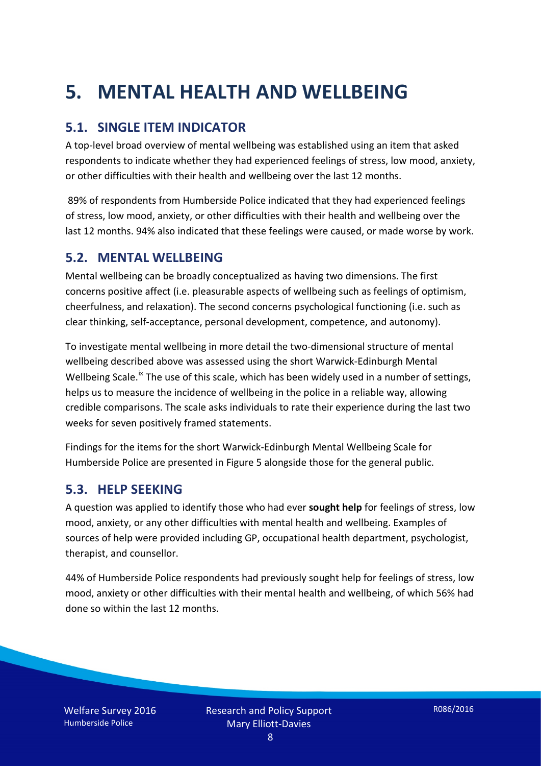# 5. MENTAL HEALTH AND WELLBEING

## 5.1. SINGLE ITEM INDICATOR

A top-level broad overview of mental wellbeing was established using an item that asked respondents to indicate whether they had experienced feelings of stress, low mood, anxiety, or other difficulties with their health and wellbeing over the last 12 months.

89% of respondents from Humberside Police indicated that they had experienced feelings of stress, low mood, anxiety, or other difficulties with their health and wellbeing over the last 12 months. 94% also indicated that these feelings were caused, or made worse by work.

## 5.2. MENTAL WELLBEING

Mental wellbeing can be broadly conceptualized as having two dimensions. The first concerns positive affect (i.e. pleasurable aspects of wellbeing such as feelings of optimism, cheerfulness, and relaxation). The second concerns psychological functioning (i.e. such as clear thinking, self-acceptance, personal development, competence, and autonomy).

To investigate mental wellbeing in more detail the two-dimensional structure of mental wellbeing described above was assessed using the short Warwick-Edinburgh Mental Wellbeing Scale.[ix] The use of this scale, which has been widely used in a number of settings, helps us to measure the incidence of wellbeing in the police in a reliable way, allowing credible comparisons. The scale asks individuals to rate their experience during the last two weeks for seven positively framed statements.

Findings for the items for the short Warwick-Edinburgh Mental Wellbeing Scale for Humberside Police are presented in Figure 5 alongside those for the general public.

## 5.3. HELP SEEKING

A question was applied to identify those who had ever **sought help** for feelings of stress, low mood, anxiety, or any other difficulties with mental health and wellbeing. Examples of sources of help were provided including GP, occupational health department, psychologist, therapist, and counsellor.

44% of Humberside Police respondents had previously sought help for feelings of stress, low mood, anxiety or other difficulties with their mental health and wellbeing, of which 56% had done so within the last 12 months.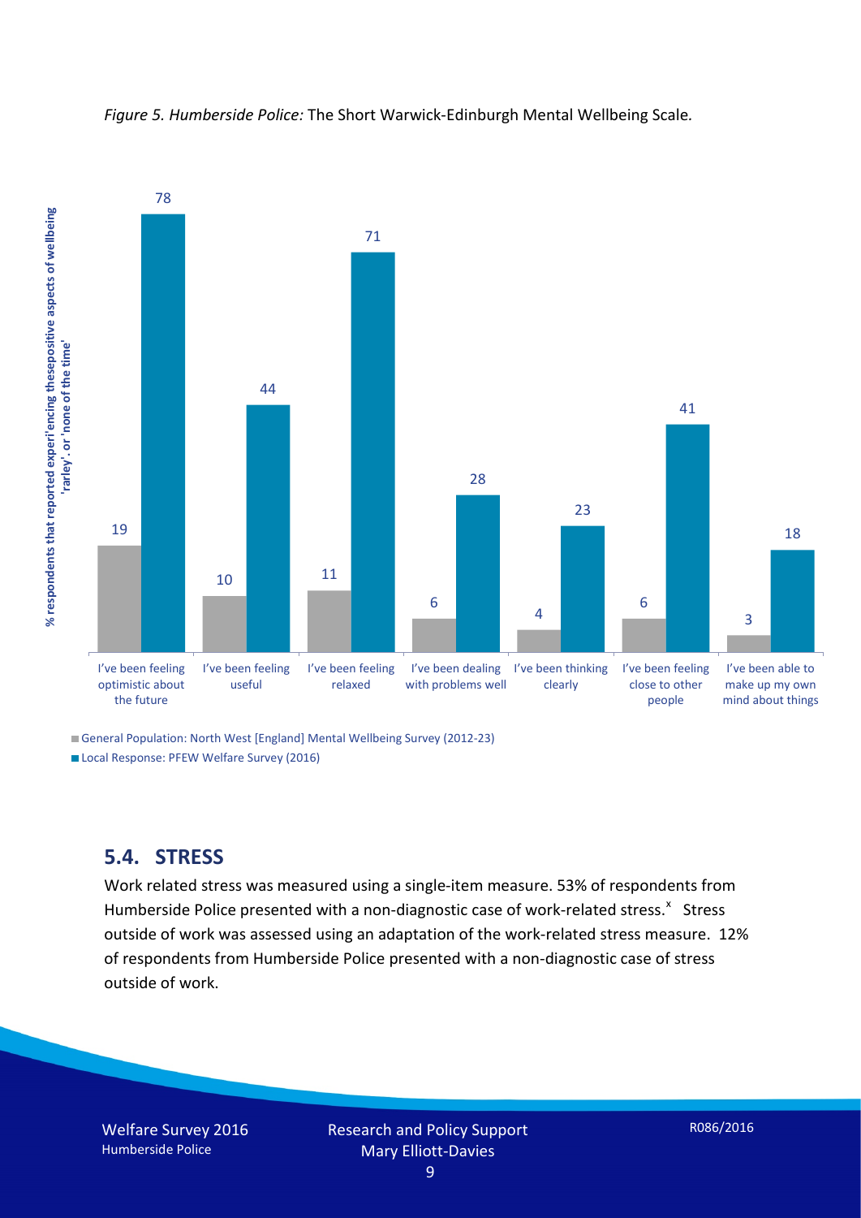*Figure 5. Humberside Police:* The Short Warwick-Edinburgh Mental Wellbeing Scale.

| | I've been feeling optimistic about the future | I've been feeling useful | I've been feeling relaxed | I've been dealing with problems well | I've been thinking clearly | I've been feeling close to other people | I've been able to make up my own mind about things |
|---|---|---|---|---|---|---|---|
| General Population: North West [England] Mental Wellbeing Survey (2012-23) | 19 | 10 | 11 | 6 | 4 | 6 | 3 |
| Local Response: PFEW Welfare Survey (2016) | 78 | 44 | 71 | 28 | 23 | 41 | 18 |

% respondents that reported experi'encing thesepositive aspects of wellbeing 'rarley'. or 'none of the time'

## 5.4. STRESS

Work related stress was measured using a single-item measure. 53% of respondents from Humberside Police presented with a non-diagnostic case of work-related stress.[x] Stress outside of work was assessed using an adaptation of the work-related stress measure. 12% of respondents from Humberside Police presented with a non-diagnostic case of stress outside of work.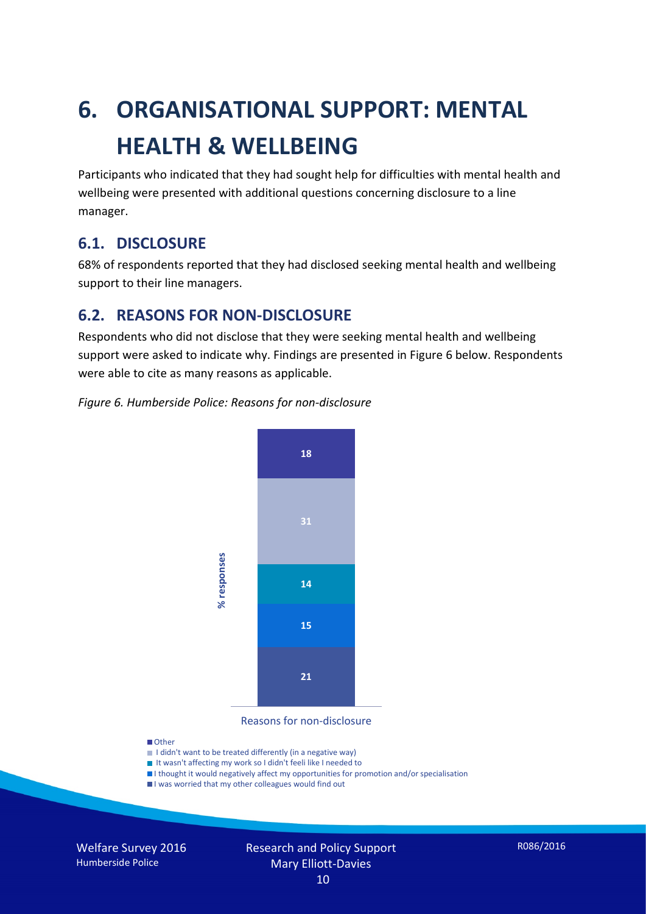# 6. ORGANISATIONAL SUPPORT: MENTAL HEALTH & WELLBEING

Participants who indicated that they had sought help for difficulties with mental health and wellbeing were presented with additional questions concerning disclosure to a line manager.

## 6.1. DISCLOSURE

68% of respondents reported that they had disclosed seeking mental health and wellbeing support to their line managers.

## 6.2. REASONS FOR NON-DISCLOSURE

Respondents who did not disclose that they were seeking mental health and wellbeing support were asked to indicate why. Findings are presented in Figure 6 below. Respondents were able to cite as many reasons as applicable.

*Figure 6. Humberside Police: Reasons for non-disclosure*

| Reasons for non-disclosure | % responses |
|---|---|
| Other | 18 |
| I didn't want to be treated differently (in a negative way) | 31 |
| It wasn't affecting my work so I didn't feeli like I needed to | 14 |
| I thought it would negatively affect my opportunities for promotion and/or specialisation | 15 |
| I was worried that my other colleagues would find out | 21 |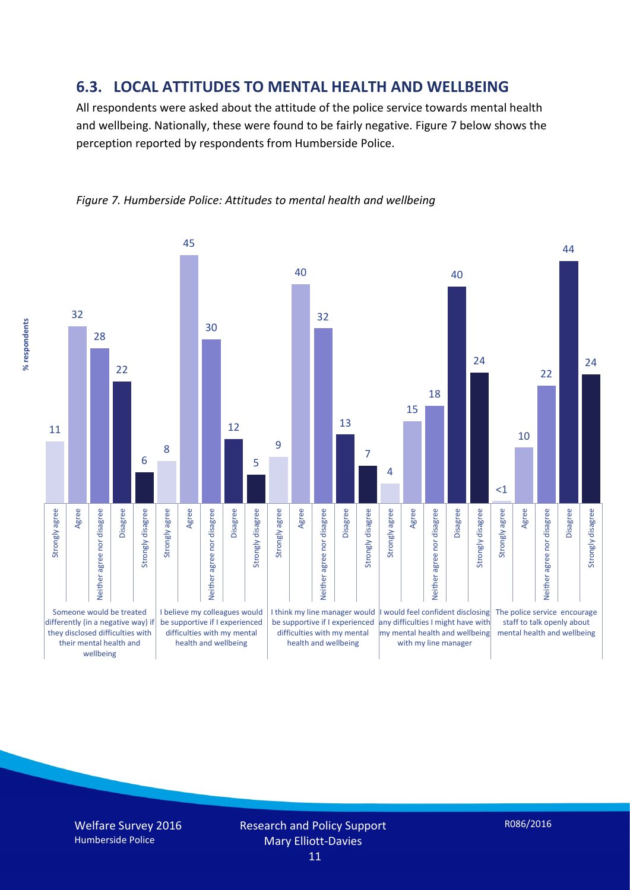## 6.3. LOCAL ATTITUDES TO MENTAL HEALTH AND WELLBEING

All respondents were asked about the attitude of the police service towards mental health and wellbeing. Nationally, these were found to be fairly negative. Figure 7 below shows the perception reported by respondents from Humberside Police.

*Figure 7. Humberside Police: Attitudes to mental health and wellbeing*

| % respondents | Strongly agree | Agree | Neither agree nor disagree | Disagree | Strongly disagree |
|---|---|---|---|---|---|
| Someone would be treated differently (in a negative way) if they disclosed difficulties with their mental health and wellbeing | 11 | 32 | 28 | 22 | 6 |
| I believe my colleagues would be supportive if I experienced difficulties with my mental health and wellbeing | 8 | 45 | 30 | 12 | 5 |
| I think my line manager would be supportive if I experienced difficulties with my mental health and wellbeing | 9 | 40 | 32 | 13 | 7 |
| I would feel confident disclosing any difficulties I might have with my mental health and wellbeing with my line manager | 4 | 15 | 18 | 40 | 24 |
| The police service encourage staff to talk openly about mental health and wellbeing | <1 | 10 | 22 | 44 | 24 |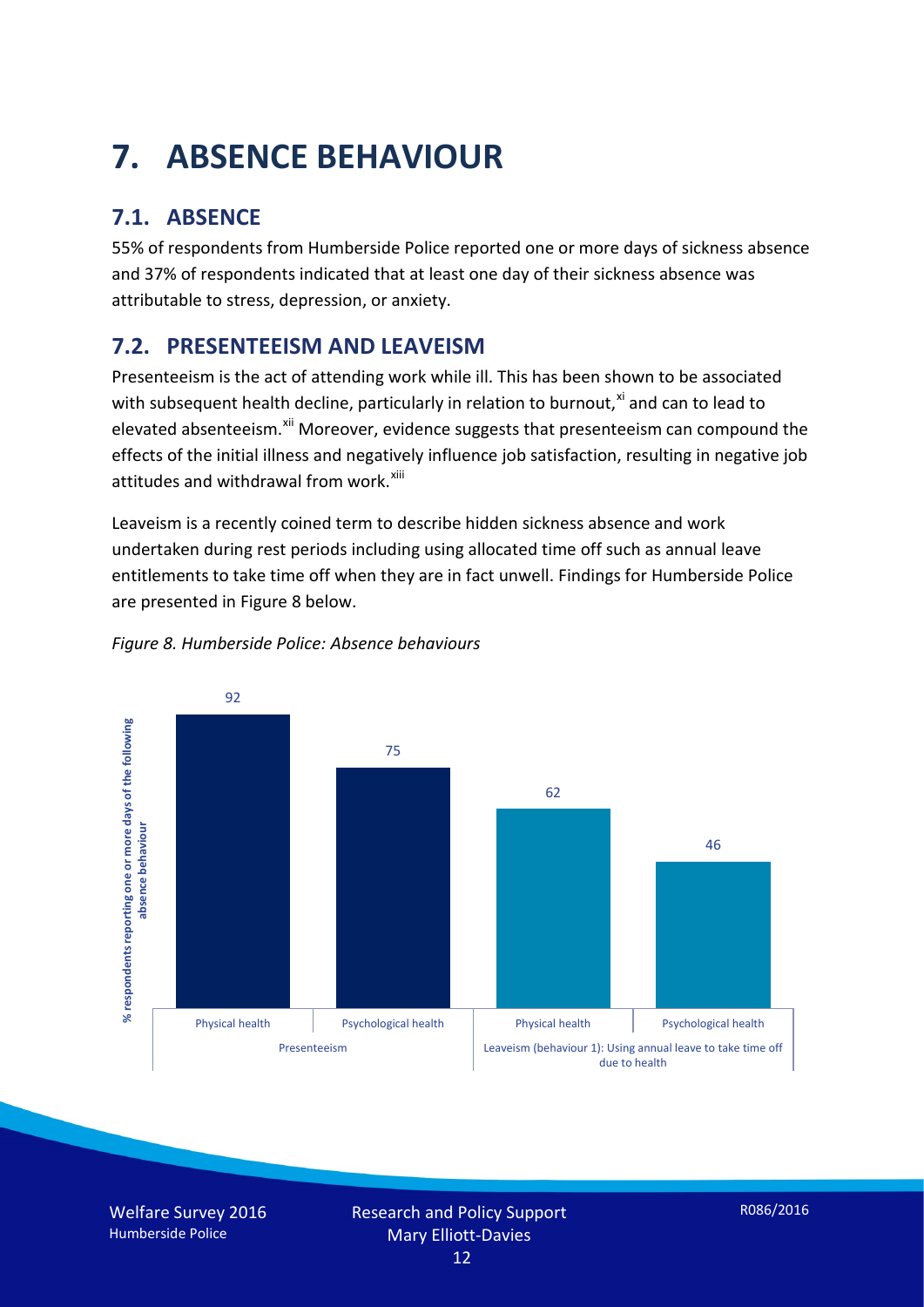# 7. ABSENCE BEHAVIOUR

## 7.1. ABSENCE

55% of respondents from Humberside Police reported one or more days of sickness absence and 37% of respondents indicated that at least one day of their sickness absence was attributable to stress, depression, or anxiety.

## 7.2. PRESENTEEISM AND LEAVEISM

Presenteeism is the act of attending work while ill. This has been shown to be associated with subsequent health decline, particularly in relation to burnout,[xi] and can to lead to elevated absenteeism.[xii] Moreover, evidence suggests that presenteeism can compound the effects of the initial illness and negatively influence job satisfaction, resulting in negative job attitudes and withdrawal from work.[xiii]

Leaveism is a recently coined term to describe hidden sickness absence and work undertaken during rest periods including using allocated time off such as annual leave entitlements to take time off when they are in fact unwell. Findings for Humberside Police are presented in Figure 8 below.

*Figure 8. Humberside Police: Absence behaviours*

| % respondents reporting one or more days of the following absence behaviour | Physical health | Psychological health |
| --- | --- | --- |
| Presenteeism | 92 | 75 |
| Leaveism (behaviour 1): Using annual leave to take time off due to health | 62 | 46 |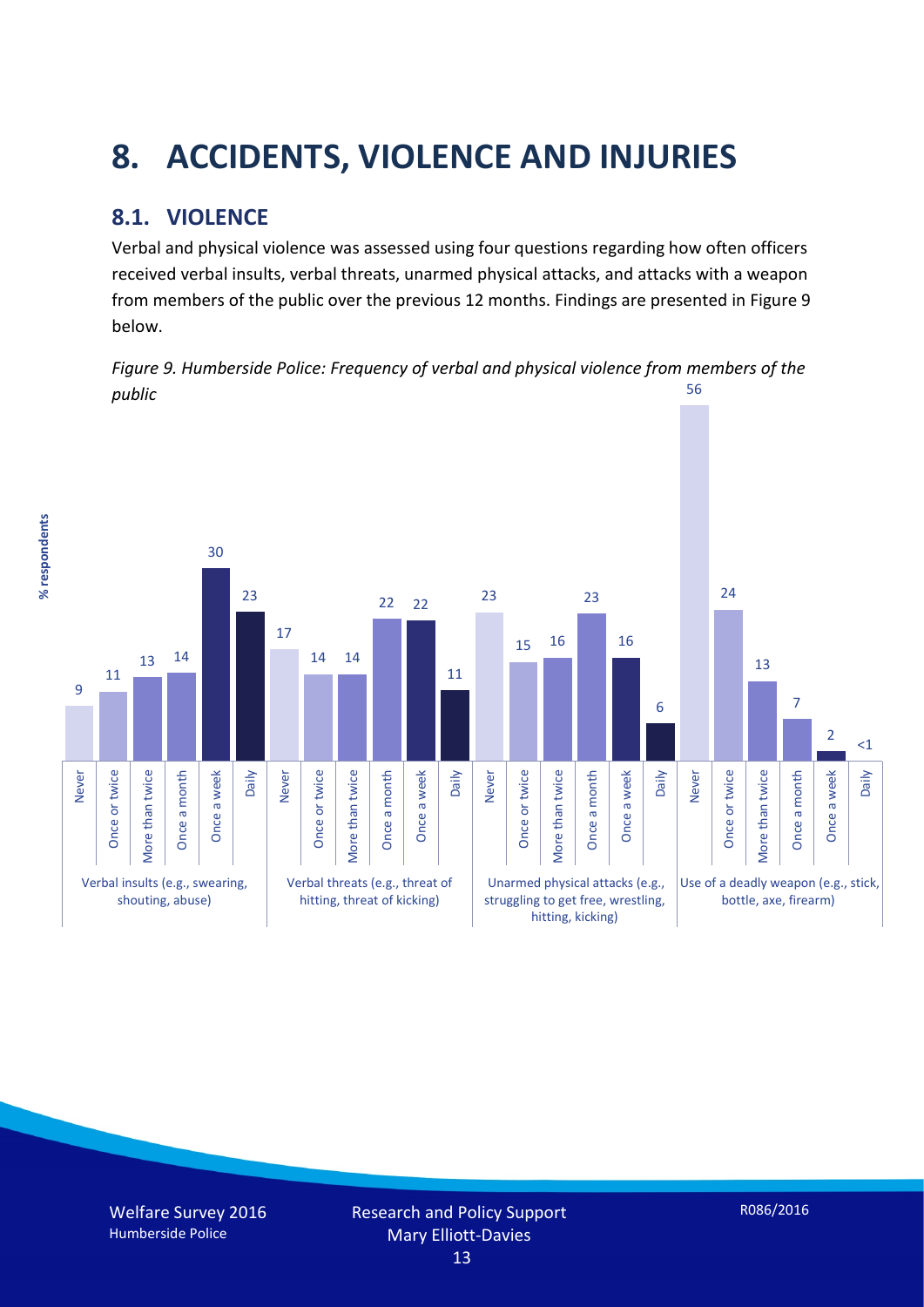# 8. ACCIDENTS, VIOLENCE AND INJURIES

## 8.1. VIOLENCE

Verbal and physical violence was assessed using four questions regarding how often officers received verbal insults, verbal threats, unarmed physical attacks, and attacks with a weapon from members of the public over the previous 12 months. Findings are presented in Figure 9 below.

*Figure 9. Humberside Police: Frequency of verbal and physical violence from members of the public*

| % respondents | Never | Once or twice | More than twice | Once a month | Once a week | Daily |
|---|---|---|---|---|---|---|
| Verbal insults (e.g., swearing, shouting, abuse) | 9 | 11 | 13 | 14 | 30 | 23 |
| Verbal threats (e.g., threat of hitting, threat of kicking) | 17 | 14 | 14 | 22 | 22 | 11 |
| Unarmed physical attacks (e.g., struggling to get free, wrestling, hitting, kicking) | 23 | 15 | 16 | 23 | 16 | 6 |
| Use of a deadly weapon (e.g., stick, bottle, axe, firearm) | 56 | 24 | 13 | 7 | 2 | <1 |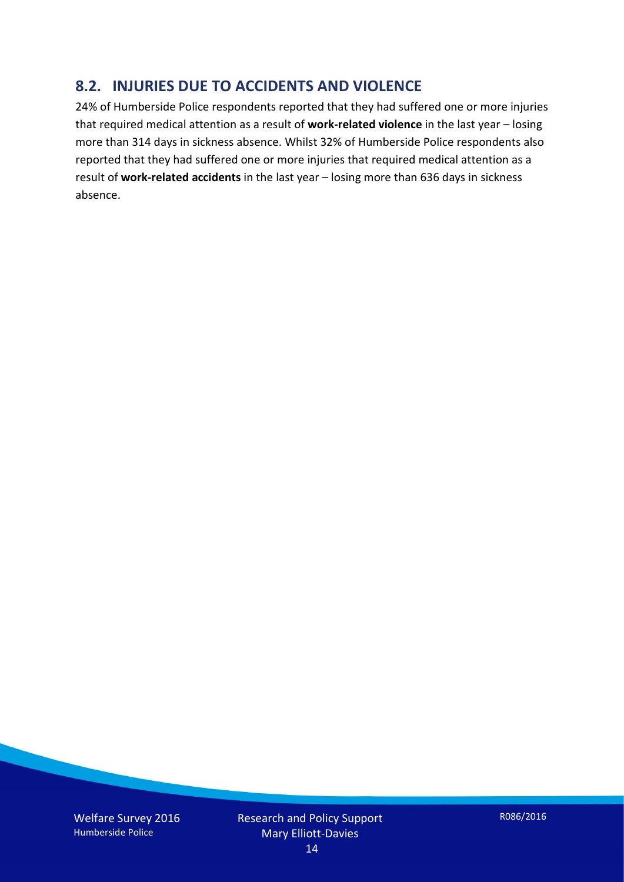## 8.2. INJURIES DUE TO ACCIDENTS AND VIOLENCE

24% of Humberside Police respondents reported that they had suffered one or more injuries that required medical attention as a result of **work-related violence** in the last year – losing more than 314 days in sickness absence. Whilst 32% of Humberside Police respondents also reported that they had suffered one or more injuries that required medical attention as a result of **work-related accidents** in the last year – losing more than 636 days in sickness absence.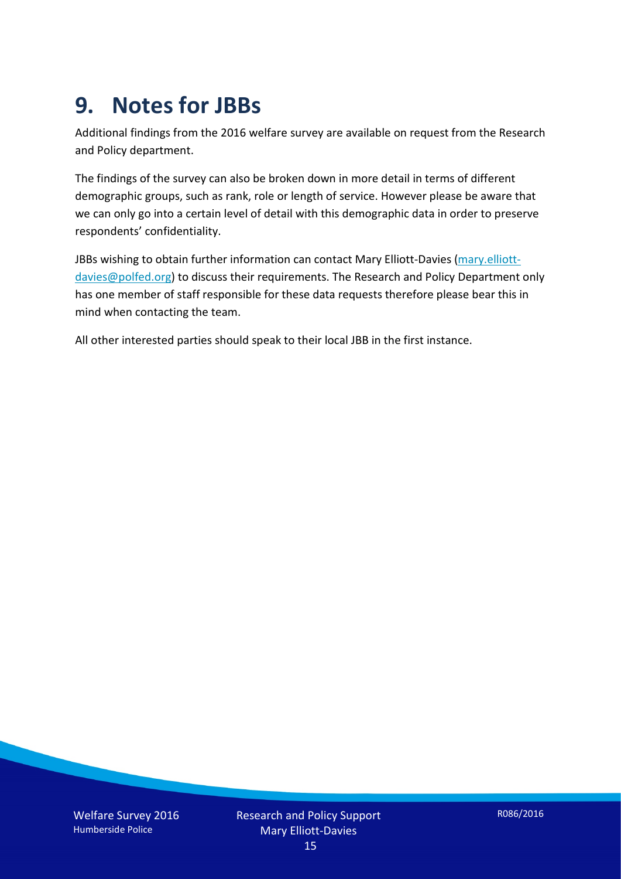# 9. Notes for JBBs

Additional findings from the 2016 welfare survey are available on request from the Research and Policy department.

The findings of the survey can also be broken down in more detail in terms of different demographic groups, such as rank, role or length of service. However please be aware that we can only go into a certain level of detail with this demographic data in order to preserve respondents' confidentiality.

JBBs wishing to obtain further information can contact Mary Elliott-Davies (mary.elliott-davies@polfed.org) to discuss their requirements. The Research and Policy Department only has one member of staff responsible for these data requests therefore please bear this in mind when contacting the team.

All other interested parties should speak to their local JBB in the first instance.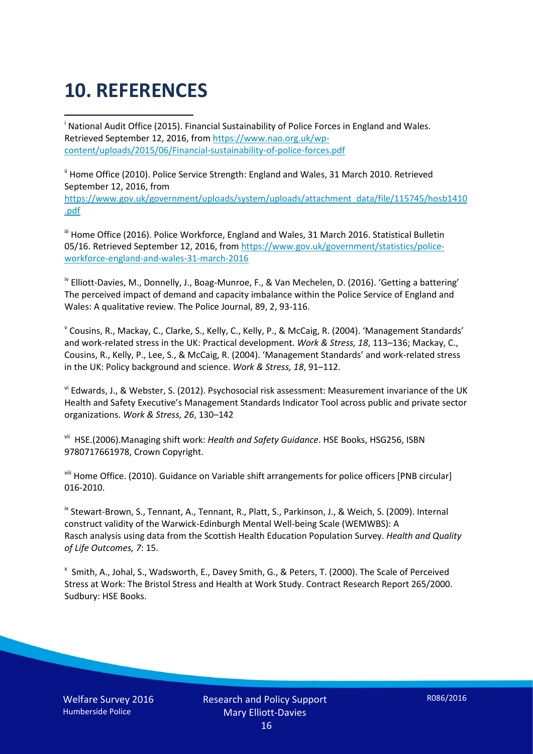# 10. REFERENCES

[i] National Audit Office (2015). Financial Sustainability of Police Forces in England and Wales. Retrieved September 12, 2016, from https://www.nao.org.uk/wp-content/uploads/2015/06/Financial-sustainability-of-police-forces.pdf

[ii] Home Office (2010). Police Service Strength: England and Wales, 31 March 2010. Retrieved September 12, 2016, from https://www.gov.uk/government/uploads/system/uploads/attachment_data/file/115745/hosb1410.pdf

[iii] Home Office (2016). Police Workforce, England and Wales, 31 March 2016. Statistical Bulletin 05/16. Retrieved September 12, 2016, from https://www.gov.uk/government/statistics/police-workforce-england-and-wales-31-march-2016

[iv] Elliott-Davies, M., Donnelly, J., Boag-Munroe, F., & Van Mechelen, D. (2016). 'Getting a battering' The perceived impact of demand and capacity imbalance within the Police Service of England and Wales: A qualitative review. The Police Journal, 89, 2, 93-116.

[v] Cousins, R., Mackay, C., Clarke, S., Kelly, C., Kelly, P., & McCaig, R. (2004). 'Management Standards' and work-related stress in the UK: Practical development. *Work & Stress, 18*, 113–136; Mackay, C., Cousins, R., Kelly, P., Lee, S., & McCaig, R. (2004). 'Management Standards' and work-related stress in the UK: Policy background and science. *Work & Stress, 18*, 91–112.

[vi] Edwards, J., & Webster, S. (2012). Psychosocial risk assessment: Measurement invariance of the UK Health and Safety Executive's Management Standards Indicator Tool across public and private sector organizations. *Work & Stress, 26*, 130–142

[vii] HSE.(2006).Managing shift work: *Health and Safety Guidance*. HSE Books, HSG256, ISBN 9780717661978, Crown Copyright.

[viii] Home Office. (2010). Guidance on Variable shift arrangements for police officers [PNB circular] 016-2010.

[ix] Stewart-Brown, S., Tennant, A., Tennant, R., Platt, S., Parkinson, J., & Weich, S. (2009). Internal construct validity of the Warwick-Edinburgh Mental Well-being Scale (WEMWBS): A Rasch analysis using data from the Scottish Health Education Population Survey. *Health and Quality of Life Outcomes, 7*: 15.

[x] Smith, A., Johal, S., Wadsworth, E., Davey Smith, G., & Peters, T. (2000). The Scale of Perceived Stress at Work: The Bristol Stress and Health at Work Study. Contract Research Report 265/2000. Sudbury: HSE Books.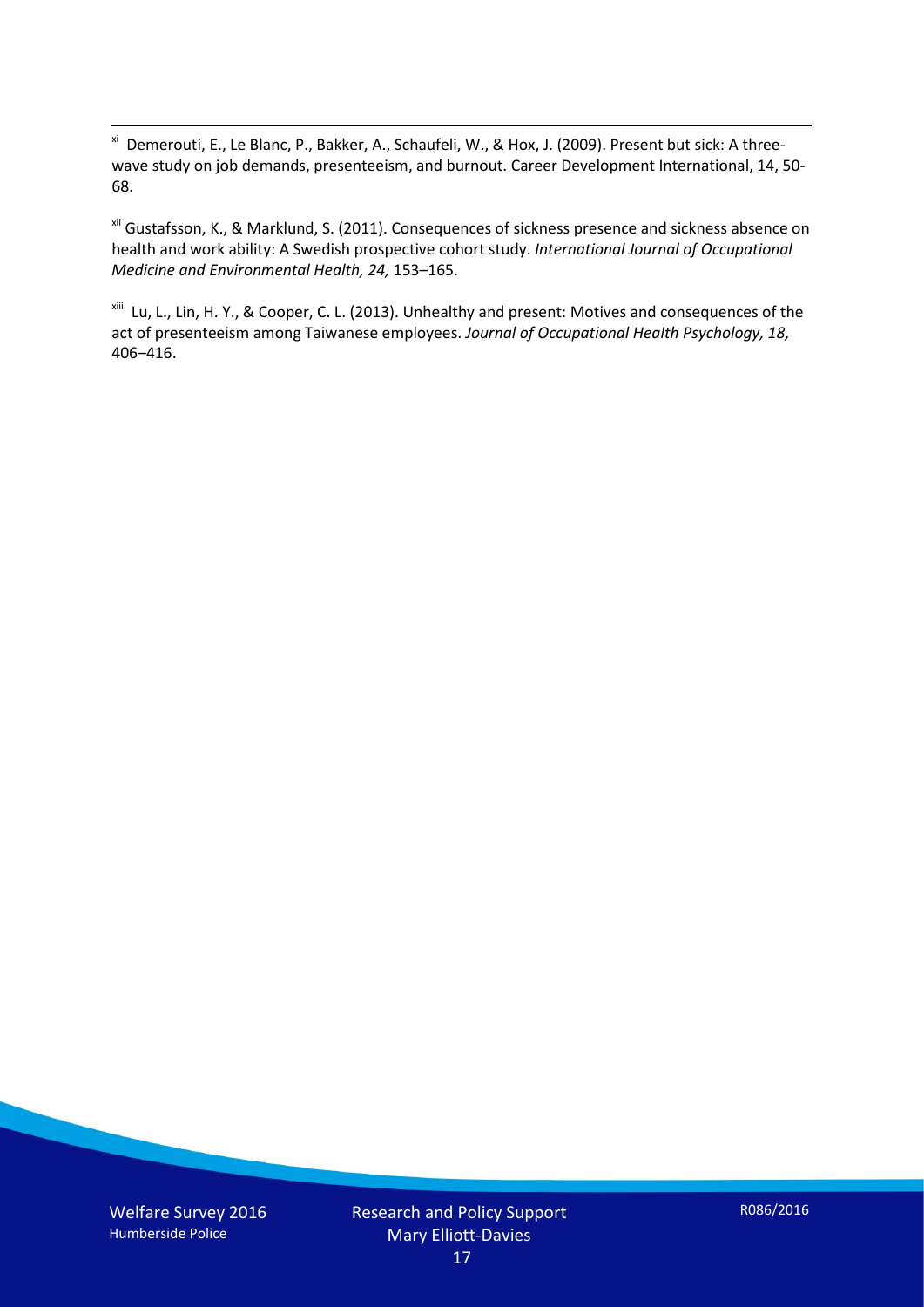[xi] Demerouti, E., Le Blanc, P., Bakker, A., Schaufeli, W., & Hox, J. (2009). Present but sick: A three-wave study on job demands, presenteeism, and burnout. Career Development International, 14, 50-68.

[xii] Gustafsson, K., & Marklund, S. (2011). Consequences of sickness presence and sickness absence on health and work ability: A Swedish prospective cohort study. *International Journal of Occupational Medicine and Environmental Health, 24,* 153–165.

[xiii] Lu, L., Lin, H. Y., & Cooper, C. L. (2013). Unhealthy and present: Motives and consequences of the act of presenteeism among Taiwanese employees. *Journal of Occupational Health Psychology, 18,* 406–416.